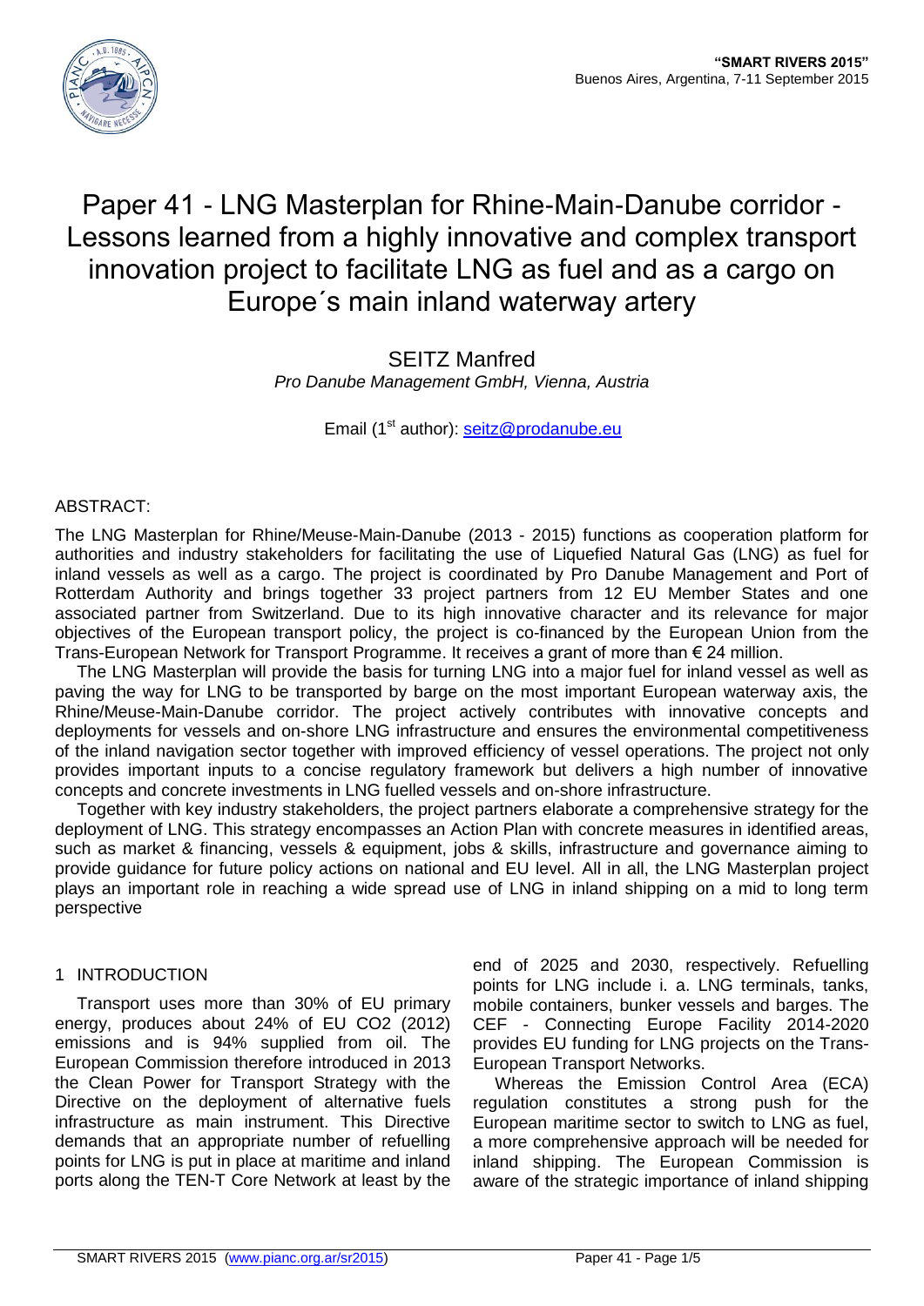# Paper 41 - LNG Masterplan for Rhine-Main-Danube corridor - Lessons learned from a highly innovative and complex transport innovation project to facilitate LNG as fuel and as a cargo on Europe´s main inland waterway artery

SEITZ Manfred

*Pro Danube Management GmbH, Vienna, Austria*

Email (1st author): seitz@prodanube.eu

ABSTRACT:

The LNG Masterplan for Rhine/Meuse-Main-Danube (2013 - 2015) functions as cooperation platform for authorities and industry stakeholders for facilitating the use of Liquefied Natural Gas (LNG) as fuel for inland vessels as well as a cargo. The project is coordinated by Pro Danube Management and Port of Rotterdam Authority and brings together 33 project partners from 12 EU Member States and one associated partner from Switzerland. Due to its high innovative character and its relevance for major objectives of the European transport policy, the project is co-financed by the European Union from the Trans-European Network for Transport Programme. It receives a grant of more than € 24 million.

The LNG Masterplan will provide the basis for turning LNG into a major fuel for inland vessel as well as paving the way for LNG to be transported by barge on the most important European waterway axis, the Rhine/Meuse-Main-Danube corridor. The project actively contributes with innovative concepts and deployments for vessels and on-shore LNG infrastructure and ensures the environmental competitiveness of the inland navigation sector together with improved efficiency of vessel operations. The project not only provides important inputs to a concise regulatory framework but delivers a high number of innovative concepts and concrete investments in LNG fuelled vessels and on-shore infrastructure.

Together with key industry stakeholders, the project partners elaborate a comprehensive strategy for the deployment of LNG. This strategy encompasses an Action Plan with concrete measures in identified areas, such as market & financing, vessels & equipment, jobs & skills, infrastructure and governance aiming to provide guidance for future policy actions on national and EU level. All in all, the LNG Masterplan project plays an important role in reaching a wide spread use of LNG in inland shipping on a mid to long term perspective

## 1 INTRODUCTION

Transport uses more than 30% of EU primary energy, produces about 24% of EU $CO_2$ (2012) emissions and is 94% supplied from oil. The European Commission therefore introduced in 2013 the Clean Power for Transport Strategy with the Directive on the deployment of alternative fuels infrastructure as main instrument. This Directive demands that an appropriate number of refuelling points for LNG is put in place at maritime and inland ports along the TEN-T Core Network at least by the end of 2025 and 2030, respectively. Refuelling points for LNG include i. a. LNG terminals, tanks, mobile containers, bunker vessels and barges. The CEF - Connecting Europe Facility 2014-2020 provides EU funding for LNG projects on the Trans-European Transport Networks.

Whereas the Emission Control Area (ECA) regulation constitutes a strong push for the European maritime sector to switch to LNG as fuel, a more comprehensive approach will be needed for inland shipping. The European Commission is aware of the strategic importance of inland shipping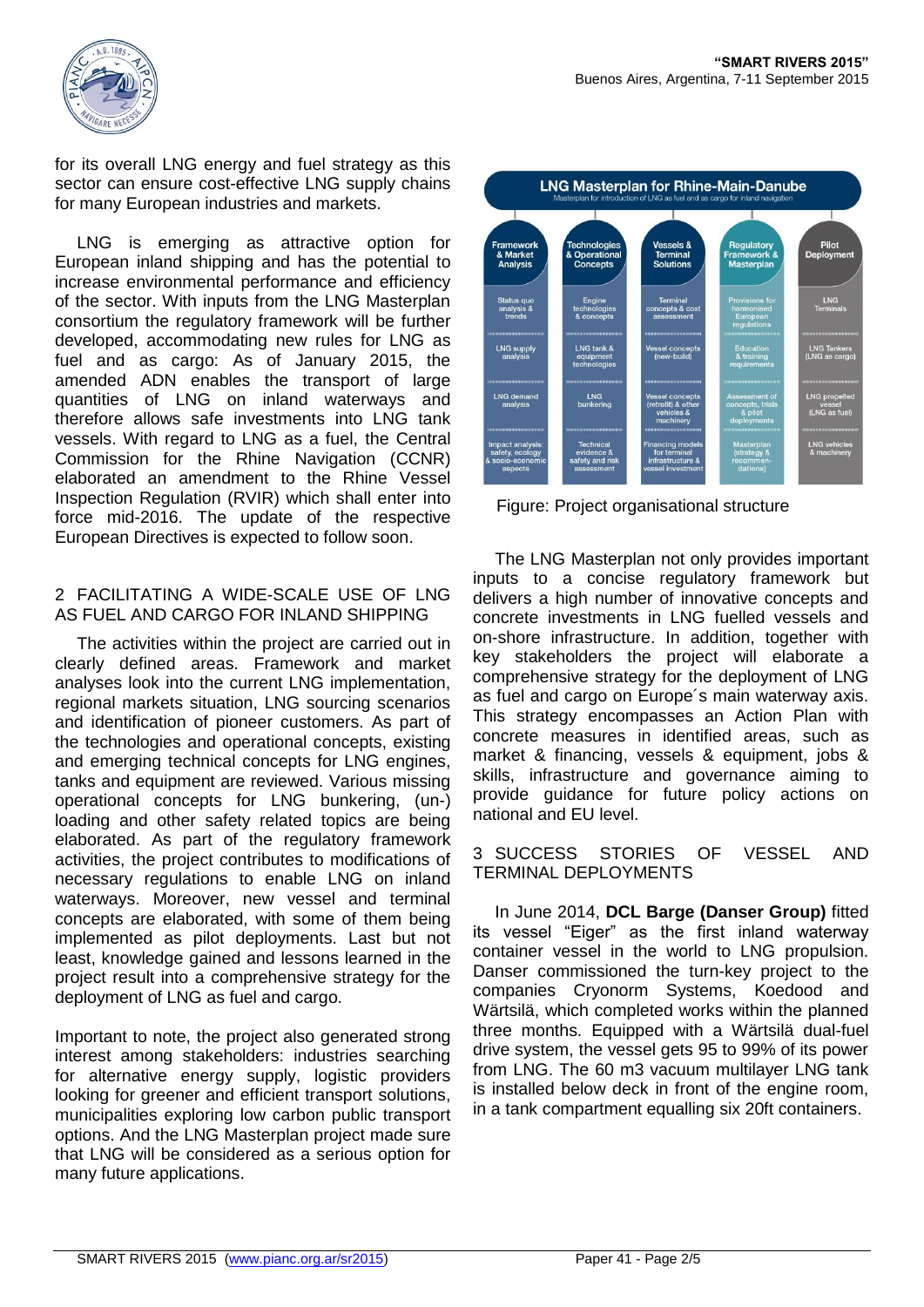for its overall LNG energy and fuel strategy as this sector can ensure cost-effective LNG supply chains for many European industries and markets.

LNG is emerging as attractive option for European inland shipping and has the potential to increase environmental performance and efficiency of the sector. With inputs from the LNG Masterplan consortium the regulatory framework will be further developed, accommodating new rules for LNG as fuel and as cargo: As of January 2015, the amended ADN enables the transport of large quantities of LNG on inland waterways and therefore allows safe investments into LNG tank vessels. With regard to LNG as a fuel, the Central Commission for the Rhine Navigation (CCNR) elaborated an amendment to the Rhine Vessel Inspection Regulation (RVIR) which shall enter into force mid-2016. The update of the respective European Directives is expected to follow soon.

## 2 FACILITATING A WIDE-SCALE USE OF LNG AS FUEL AND CARGO FOR INLAND SHIPPING

The activities within the project are carried out in clearly defined areas. Framework and market analyses look into the current LNG implementation, regional markets situation, LNG sourcing scenarios and identification of pioneer customers. As part of the technologies and operational concepts, existing and emerging technical concepts for LNG engines, tanks and equipment are reviewed. Various missing operational concepts for LNG bunkering, (un-) loading and other safety related topics are being elaborated. As part of the regulatory framework activities, the project contributes to modifications of necessary regulations to enable LNG on inland waterways. Moreover, new vessel and terminal concepts are elaborated, with some of them being implemented as pilot deployments. Last but not least, knowledge gained and lessons learned in the project result into a comprehensive strategy for the deployment of LNG as fuel and cargo.

Important to note, the project also generated strong interest among stakeholders: industries searching for alternative energy supply, logistic providers looking for greener and efficient transport solutions, municipalities exploring low carbon public transport options. And the LNG Masterplan project made sure that LNG will be considered as a serious option for many future applications.

**LNG Masterplan for Rhine-Main-Danube**
Masterplan for introduction of LNG as fuel and as cargo for inland navigation

| Framework & Market Analysis | Technologies & Operational Concepts | Vessels & Terminal Solutions | Regulatory Framework & Masterplan | Pilot Deployment |
|---|---|---|---|---|
| Status quo analysis & trends | Engine technologies & concepts | Terminal concepts & cost assessment | Provisions for harmonised European regulations | LNG Terminals |
| LNG supply analysis | LNG tank & equipment technologies | Vessel concepts (new-build) | Education & training requirements | LNG Tankers (LNG as cargo) |
| LNG demand analysis | LNG bunkering | Vessel concepts (retrofit) & other vehicles & machinery | Assessment of concepts, trials & pilot deployments | LNG propelled vessel (LNG as fuel) |
| Impact analysis: safety, ecology & socio-economic aspects | Technical evidence & safety and risk assessment | Financing models for terminal infrastructure & vessel investment | Masterplan (strategy & recommendations) | LNG vehicles & machinery |

Figure: Project organisational structure

The LNG Masterplan not only provides important inputs to a concise regulatory framework but delivers a high number of innovative concepts and concrete investments in LNG fuelled vessels and on-shore infrastructure. In addition, together with key stakeholders the project will elaborate a comprehensive strategy for the deployment of LNG as fuel and cargo on Europe´s main waterway axis. This strategy encompasses an Action Plan with concrete measures in identified areas, such as market & financing, vessels & equipment, jobs & skills, infrastructure and governance aiming to provide guidance for future policy actions on national and EU level.

## 3 SUCCESS STORIES OF VESSEL AND TERMINAL DEPLOYMENTS

In June 2014, **DCL Barge (Danser Group)** fitted its vessel "Eiger" as the first inland waterway container vessel in the world to LNG propulsion. Danser commissioned the turn-key project to the companies Cryonorm Systems, Koedood and Wärtsilä, which completed works within the planned three months. Equipped with a Wärtsilä dual-fuel drive system, the vessel gets 95 to 99% of its power from LNG. The 60 m3 vacuum multilayer LNG tank is installed below deck in front of the engine room, in a tank compartment equalling six 20ft containers.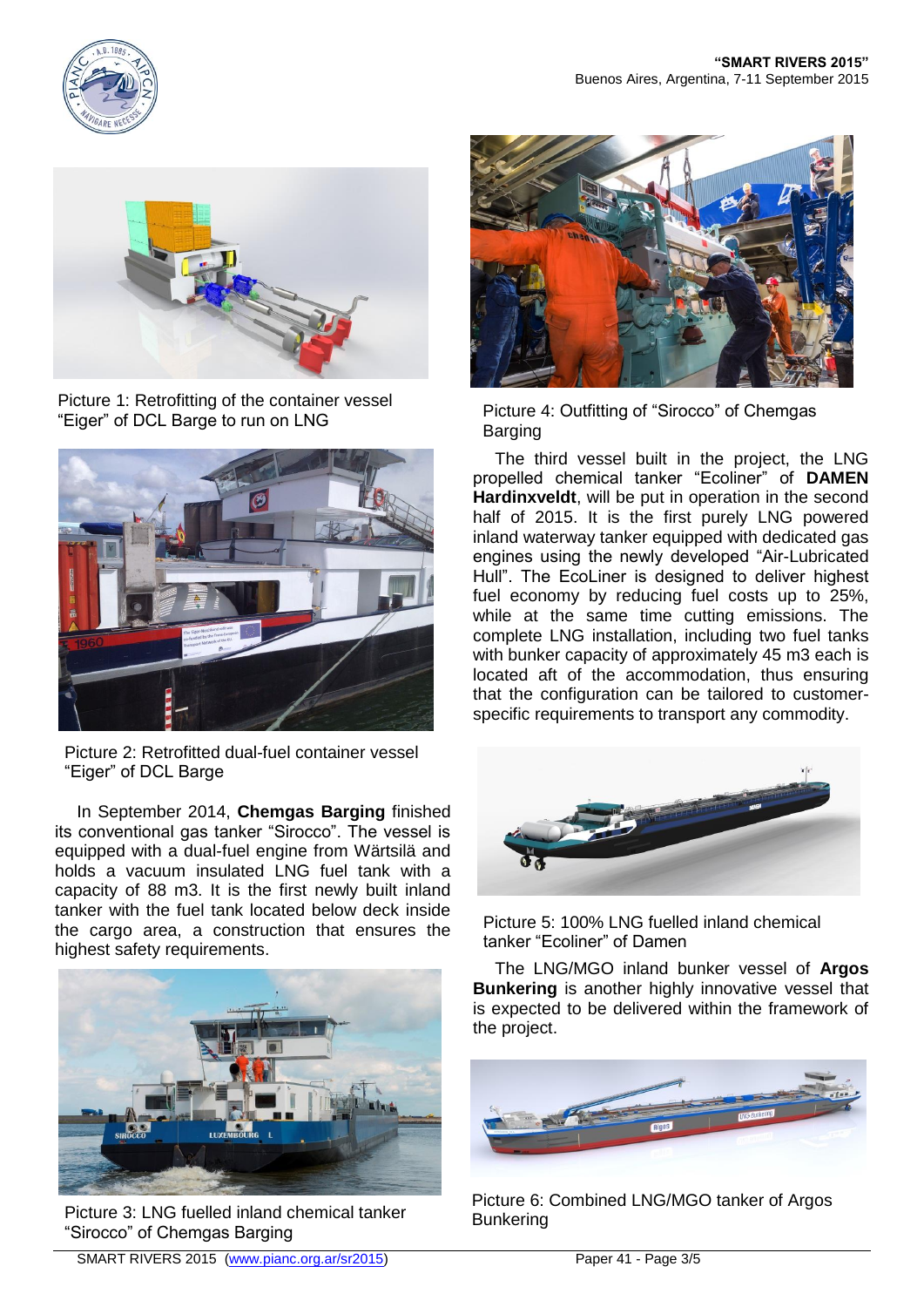Picture 1: Retrofitting of the container vessel "Eiger" of DCL Barge to run on LNG

Picture 2: Retrofitted dual-fuel container vessel "Eiger" of DCL Barge

In September 2014, **Chemgas Barging** finished its conventional gas tanker "Sirocco". The vessel is equipped with a dual-fuel engine from Wärtsilä and holds a vacuum insulated LNG fuel tank with a capacity of 88 m3. It is the first newly built inland tanker with the fuel tank located below deck inside the cargo area, a construction that ensures the highest safety requirements.

Picture 3: LNG fuelled inland chemical tanker "Sirocco" of Chemgas Barging

Picture 4: Outfitting of "Sirocco" of Chemgas Barging

The third vessel built in the project, the LNG propelled chemical tanker "Ecoliner" of **DAMEN Hardinxveldt**, will be put in operation in the second half of 2015. It is the first purely LNG powered inland waterway tanker equipped with dedicated gas engines using the newly developed "Air-Lubricated Hull". The EcoLiner is designed to deliver highest fuel economy by reducing fuel costs up to 25%, while at the same time cutting emissions. The complete LNG installation, including two fuel tanks with bunker capacity of approximately 45 m3 each is located aft of the accommodation, thus ensuring that the configuration can be tailored to customer-specific requirements to transport any commodity.

Picture 5: 100% LNG fuelled inland chemical tanker "Ecoliner" of Damen

The LNG/MGO inland bunker vessel of **Argos Bunkering** is another highly innovative vessel that is expected to be delivered within the framework of the project.

Picture 6: Combined LNG/MGO tanker of Argos Bunkering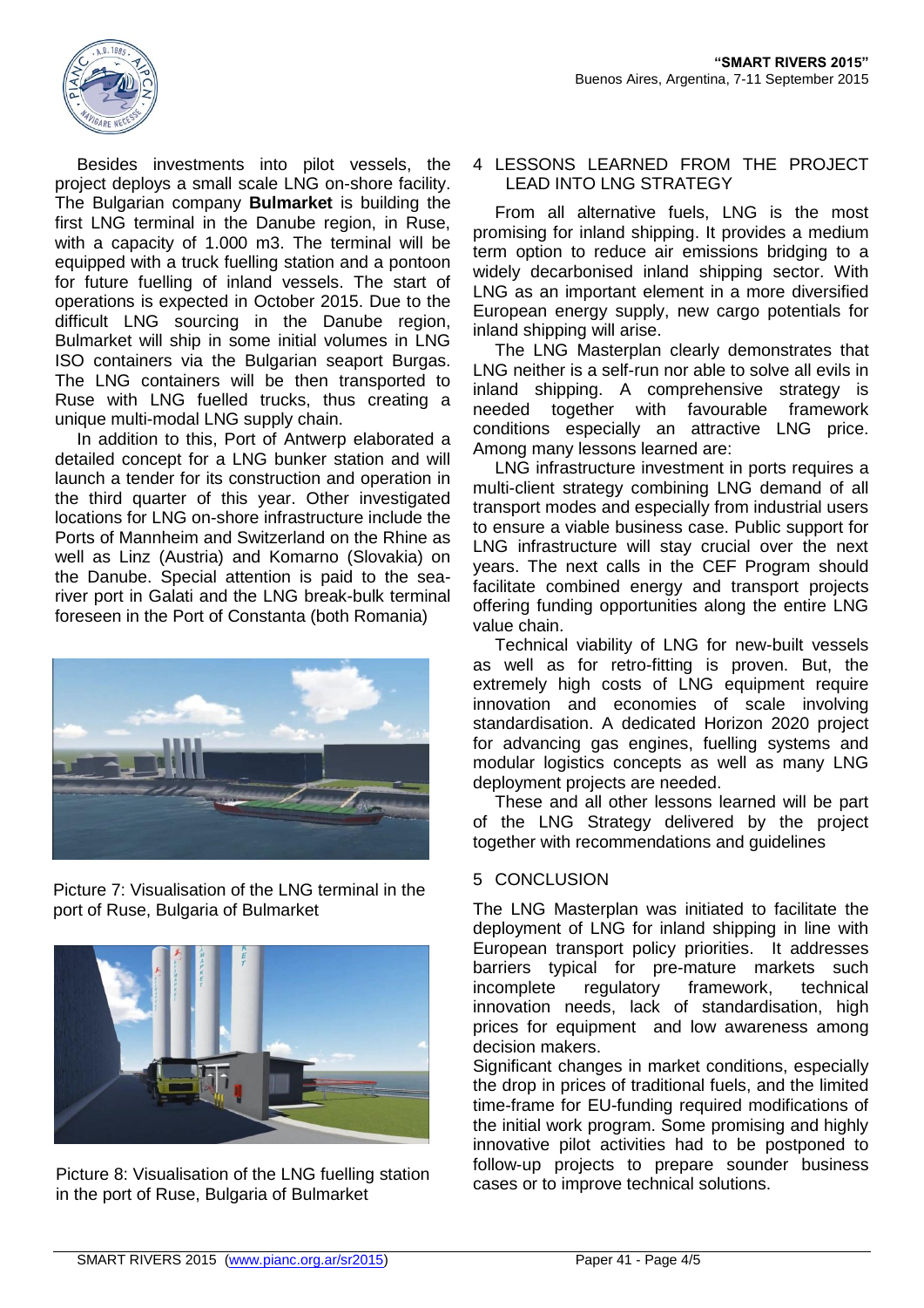Besides investments into pilot vessels, the project deploys a small scale LNG on-shore facility. The Bulgarian company **Bulmarket** is building the first LNG terminal in the Danube region, in Ruse, with a capacity of 1.000 m3. The terminal will be equipped with a truck fuelling station and a pontoon for future fuelling of inland vessels. The start of operations is expected in October 2015. Due to the difficult LNG sourcing in the Danube region, Bulmarket will ship in some initial volumes in LNG ISO containers via the Bulgarian seaport Burgas. The LNG containers will be then transported to Ruse with LNG fuelled trucks, thus creating a unique multi-modal LNG supply chain.

In addition to this, Port of Antwerp elaborated a detailed concept for a LNG bunker station and will launch a tender for its construction and operation in the third quarter of this year. Other investigated locations for LNG on-shore infrastructure include the Ports of Mannheim and Switzerland on the Rhine as well as Linz (Austria) and Komarno (Slovakia) on the Danube. Special attention is paid to the sea-river port in Galati and the LNG break-bulk terminal foreseen in the Port of Constanta (both Romania)

Picture 7: Visualisation of the LNG terminal in the port of Ruse, Bulgaria of Bulmarket

Picture 8: Visualisation of the LNG fuelling station in the port of Ruse, Bulgaria of Bulmarket

## 4 LESSONS LEARNED FROM THE PROJECT LEAD INTO LNG STRATEGY

From all alternative fuels, LNG is the most promising for inland shipping. It provides a medium term option to reduce air emissions bridging to a widely decarbonised inland shipping sector. With LNG as an important element in a more diversified European energy supply, new cargo potentials for inland shipping will arise.

The LNG Masterplan clearly demonstrates that LNG neither is a self-run nor able to solve all evils in inland shipping. A comprehensive strategy is needed together with favourable framework conditions especially an attractive LNG price. Among many lessons learned are:

LNG infrastructure investment in ports requires a multi-client strategy combining LNG demand of all transport modes and especially from industrial users to ensure a viable business case. Public support for LNG infrastructure will stay crucial over the next years. The next calls in the CEF Program should facilitate combined energy and transport projects offering funding opportunities along the entire LNG value chain.

Technical viability of LNG for new-built vessels as well as for retro-fitting is proven. But, the extremely high costs of LNG equipment require innovation and economies of scale involving standardisation. A dedicated Horizon 2020 project for advancing gas engines, fuelling systems and modular logistics concepts as well as many LNG deployment projects are needed.

These and all other lessons learned will be part of the LNG Strategy delivered by the project together with recommendations and guidelines

## 5 CONCLUSION

The LNG Masterplan was initiated to facilitate the deployment of LNG for inland shipping in line with European transport policy priorities. It addresses barriers typical for pre-mature markets such incomplete regulatory framework, technical innovation needs, lack of standardisation, high prices for equipment and low awareness among decision makers.

Significant changes in market conditions, especially the drop in prices of traditional fuels, and the limited time-frame for EU-funding required modifications of the initial work program. Some promising and highly innovative pilot activities had to be postponed to follow-up projects to prepare sounder business cases or to improve technical solutions.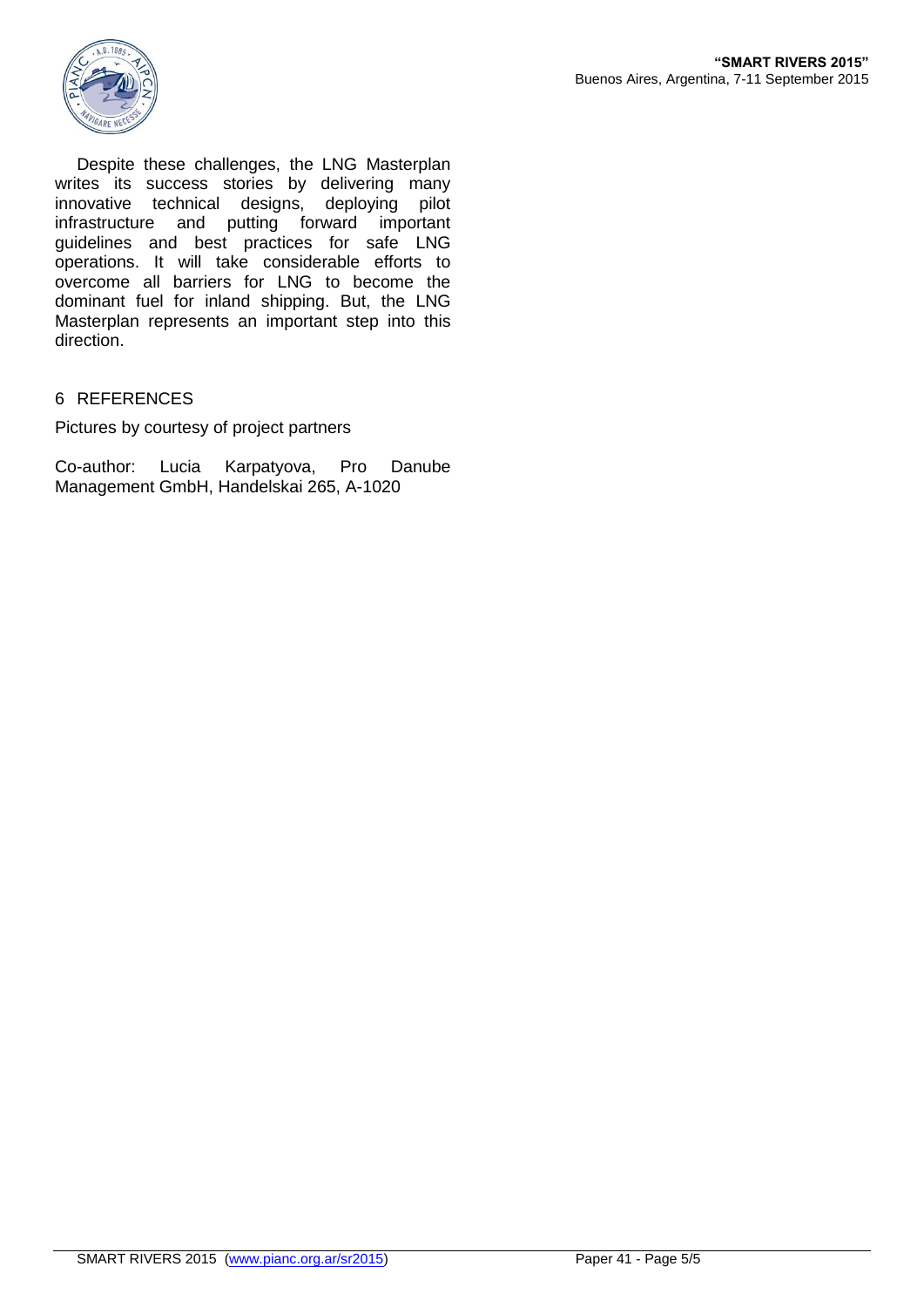Despite these challenges, the LNG Masterplan writes its success stories by delivering many innovative technical designs, deploying pilot infrastructure and putting forward important guidelines and best practices for safe LNG operations. It will take considerable efforts to overcome all barriers for LNG to become the dominant fuel for inland shipping. But, the LNG Masterplan represents an important step into this direction.

## 6 REFERENCES

Pictures by courtesy of project partners

Co-author: Lucia Karpatyova, Pro Danube Management GmbH, Handelskai 265, A-1020